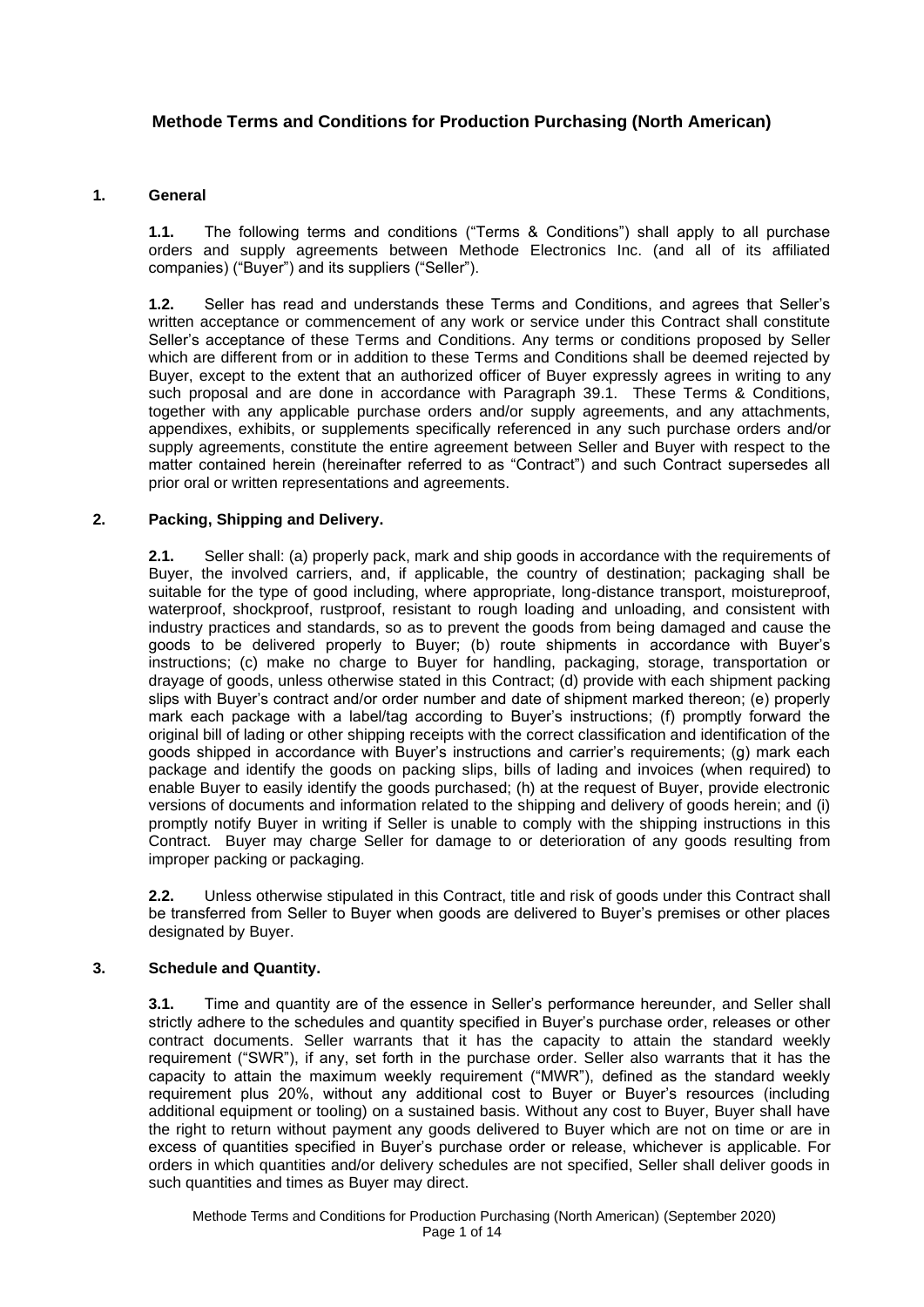# Methode Terms and Conditions for Production Purchasing (North American)

## 1. General

**1.1.** The following terms and conditions ("Terms & Conditions") shall apply to all purchase orders and supply agreements between Methode Electronics Inc. (and all of its affiliated companies) ("Buyer") and its suppliers ("Seller").

**1.2.** Seller has read and understands these Terms and Conditions, and agrees that Seller's written acceptance or commencement of any work or service under this Contract shall constitute Seller's acceptance of these Terms and Conditions. Any terms or conditions proposed by Seller which are different from or in addition to these Terms and Conditions shall be deemed rejected by Buyer, except to the extent that an authorized officer of Buyer expressly agrees in writing to any such proposal and are done in accordance with Paragraph 39.1. These Terms & Conditions, together with any applicable purchase orders and/or supply agreements, and any attachments, appendixes, exhibits, or supplements specifically referenced in any such purchase orders and/or supply agreements, constitute the entire agreement between Seller and Buyer with respect to the matter contained herein (hereinafter referred to as "Contract") and such Contract supersedes all prior oral or written representations and agreements.

## 2. Packing, Shipping and Delivery.

**2.1.** Seller shall: (a) properly pack, mark and ship goods in accordance with the requirements of Buyer, the involved carriers, and, if applicable, the country of destination; packaging shall be suitable for the type of good including, where appropriate, long-distance transport, moistureproof, waterproof, shockproof, rustproof, resistant to rough loading and unloading, and consistent with industry practices and standards, so as to prevent the goods from being damaged and cause the goods to be delivered properly to Buyer; (b) route shipments in accordance with Buyer's instructions; (c) make no charge to Buyer for handling, packaging, storage, transportation or drayage of goods, unless otherwise stated in this Contract; (d) provide with each shipment packing slips with Buyer's contract and/or order number and date of shipment marked thereon; (e) properly mark each package with a label/tag according to Buyer's instructions; (f) promptly forward the original bill of lading or other shipping receipts with the correct classification and identification of the goods shipped in accordance with Buyer's instructions and carrier's requirements; (g) mark each package and identify the goods on packing slips, bills of lading and invoices (when required) to enable Buyer to easily identify the goods purchased; (h) at the request of Buyer, provide electronic versions of documents and information related to the shipping and delivery of goods herein; and (i) promptly notify Buyer in writing if Seller is unable to comply with the shipping instructions in this Contract. Buyer may charge Seller for damage to or deterioration of any goods resulting from improper packing or packaging.

**2.2.** Unless otherwise stipulated in this Contract, title and risk of goods under this Contract shall be transferred from Seller to Buyer when goods are delivered to Buyer's premises or other places designated by Buyer.

## 3. Schedule and Quantity.

**3.1.** Time and quantity are of the essence in Seller's performance hereunder, and Seller shall strictly adhere to the schedules and quantity specified in Buyer's purchase order, releases or other contract documents. Seller warrants that it has the capacity to attain the standard weekly requirement ("SWR"), if any, set forth in the purchase order. Seller also warrants that it has the capacity to attain the maximum weekly requirement ("MWR"), defined as the standard weekly requirement plus 20%, without any additional cost to Buyer or Buyer's resources (including additional equipment or tooling) on a sustained basis. Without any cost to Buyer, Buyer shall have the right to return without payment any goods delivered to Buyer which are not on time or are in excess of quantities specified in Buyer's purchase order or release, whichever is applicable. For orders in which quantities and/or delivery schedules are not specified, Seller shall deliver goods in such quantities and times as Buyer may direct.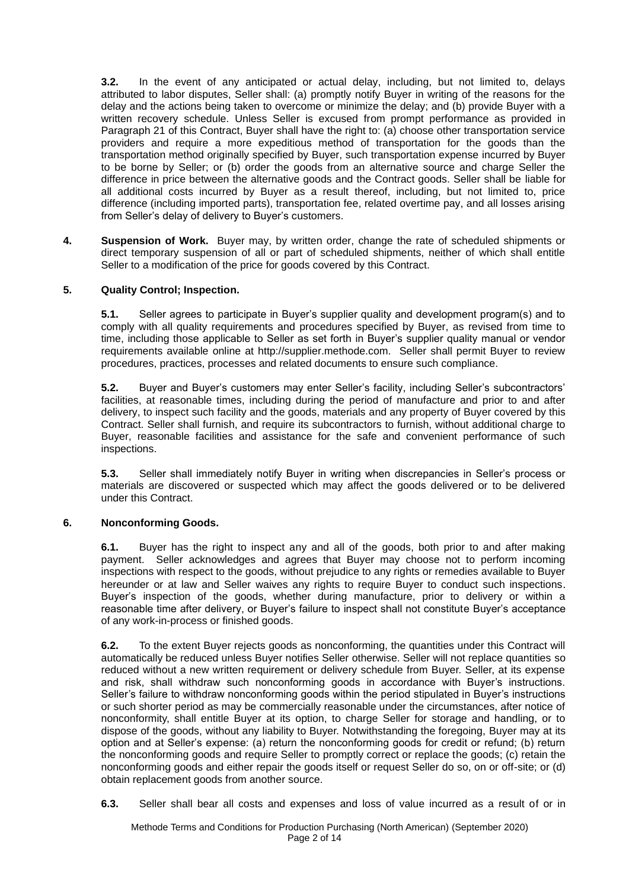**3.2.** In the event of any anticipated or actual delay, including, but not limited to, delays attributed to labor disputes, Seller shall: (a) promptly notify Buyer in writing of the reasons for the delay and the actions being taken to overcome or minimize the delay; and (b) provide Buyer with a written recovery schedule. Unless Seller is excused from prompt performance as provided in Paragraph 21 of this Contract, Buyer shall have the right to: (a) choose other transportation service providers and require a more expeditious method of transportation for the goods than the transportation method originally specified by Buyer, such transportation expense incurred by Buyer to be borne by Seller; or (b) order the goods from an alternative source and charge Seller the difference in price between the alternative goods and the Contract goods. Seller shall be liable for all additional costs incurred by Buyer as a result thereof, including, but not limited to, price difference (including imported parts), transportation fee, related overtime pay, and all losses arising from Seller's delay of delivery to Buyer's customers.

**4. Suspension of Work.** Buyer may, by written order, change the rate of scheduled shipments or direct temporary suspension of all or part of scheduled shipments, neither of which shall entitle Seller to a modification of the price for goods covered by this Contract.

**5. Quality Control; Inspection.**

**5.1.** Seller agrees to participate in Buyer's supplier quality and development program(s) and to comply with all quality requirements and procedures specified by Buyer, as revised from time to time, including those applicable to Seller as set forth in Buyer's supplier quality manual or vendor requirements available online at http://supplier.methode.com. Seller shall permit Buyer to review procedures, practices, processes and related documents to ensure such compliance.

**5.2.** Buyer and Buyer's customers may enter Seller's facility, including Seller's subcontractors' facilities, at reasonable times, including during the period of manufacture and prior to and after delivery, to inspect such facility and the goods, materials and any property of Buyer covered by this Contract. Seller shall furnish, and require its subcontractors to furnish, without additional charge to Buyer, reasonable facilities and assistance for the safe and convenient performance of such inspections.

**5.3.** Seller shall immediately notify Buyer in writing when discrepancies in Seller's process or materials are discovered or suspected which may affect the goods delivered or to be delivered under this Contract.

**6. Nonconforming Goods.**

**6.1.** Buyer has the right to inspect any and all of the goods, both prior to and after making payment. Seller acknowledges and agrees that Buyer may choose not to perform incoming inspections with respect to the goods, without prejudice to any rights or remedies available to Buyer hereunder or at law and Seller waives any rights to require Buyer to conduct such inspections. Buyer's inspection of the goods, whether during manufacture, prior to delivery or within a reasonable time after delivery, or Buyer's failure to inspect shall not constitute Buyer's acceptance of any work-in-process or finished goods.

**6.2.** To the extent Buyer rejects goods as nonconforming, the quantities under this Contract will automatically be reduced unless Buyer notifies Seller otherwise. Seller will not replace quantities so reduced without a new written requirement or delivery schedule from Buyer. Seller, at its expense and risk, shall withdraw such nonconforming goods in accordance with Buyer's instructions. Seller's failure to withdraw nonconforming goods within the period stipulated in Buyer's instructions or such shorter period as may be commercially reasonable under the circumstances, after notice of nonconformity, shall entitle Buyer at its option, to charge Seller for storage and handling, or to dispose of the goods, without any liability to Buyer. Notwithstanding the foregoing, Buyer may at its option and at Seller's expense: (a) return the nonconforming goods for credit or refund; (b) return the nonconforming goods and require Seller to promptly correct or replace the goods; (c) retain the nonconforming goods and either repair the goods itself or request Seller do so, on or off-site; or (d) obtain replacement goods from another source.

**6.3.** Seller shall bear all costs and expenses and loss of value incurred as a result of or in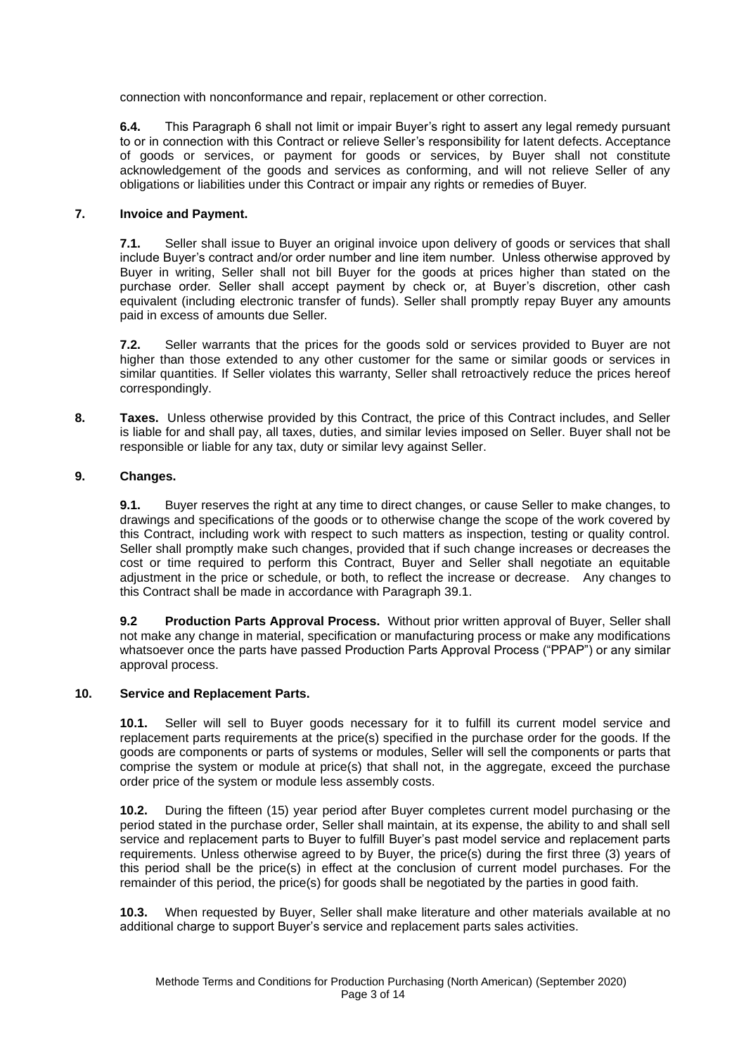connection with nonconformance and repair, replacement or other correction.

**6.4.** This Paragraph 6 shall not limit or impair Buyer's right to assert any legal remedy pursuant to or in connection with this Contract or relieve Seller's responsibility for latent defects. Acceptance of goods or services, or payment for goods or services, by Buyer shall not constitute acknowledgement of the goods and services as conforming, and will not relieve Seller of any obligations or liabilities under this Contract or impair any rights or remedies of Buyer.

## 7. Invoice and Payment.

**7.1.** Seller shall issue to Buyer an original invoice upon delivery of goods or services that shall include Buyer's contract and/or order number and line item number. Unless otherwise approved by Buyer in writing, Seller shall not bill Buyer for the goods at prices higher than stated on the purchase order. Seller shall accept payment by check or, at Buyer's discretion, other cash equivalent (including electronic transfer of funds). Seller shall promptly repay Buyer any amounts paid in excess of amounts due Seller.

**7.2.** Seller warrants that the prices for the goods sold or services provided to Buyer are not higher than those extended to any other customer for the same or similar goods or services in similar quantities. If Seller violates this warranty, Seller shall retroactively reduce the prices hereof correspondingly.

## 8. Taxes.

Unless otherwise provided by this Contract, the price of this Contract includes, and Seller is liable for and shall pay, all taxes, duties, and similar levies imposed on Seller. Buyer shall not be responsible or liable for any tax, duty or similar levy against Seller.

## 9. Changes.

**9.1.** Buyer reserves the right at any time to direct changes, or cause Seller to make changes, to drawings and specifications of the goods or to otherwise change the scope of the work covered by this Contract, including work with respect to such matters as inspection, testing or quality control. Seller shall promptly make such changes, provided that if such change increases or decreases the cost or time required to perform this Contract, Buyer and Seller shall negotiate an equitable adjustment in the price or schedule, or both, to reflect the increase or decrease. Any changes to this Contract shall be made in accordance with Paragraph 39.1.

**9.2 Production Parts Approval Process.** Without prior written approval of Buyer, Seller shall not make any change in material, specification or manufacturing process or make any modifications whatsoever once the parts have passed Production Parts Approval Process ("PPAP") or any similar approval process.

## 10. Service and Replacement Parts.

**10.1.** Seller will sell to Buyer goods necessary for it to fulfill its current model service and replacement parts requirements at the price(s) specified in the purchase order for the goods. If the goods are components or parts of systems or modules, Seller will sell the components or parts that comprise the system or module at price(s) that shall not, in the aggregate, exceed the purchase order price of the system or module less assembly costs.

**10.2.** During the fifteen (15) year period after Buyer completes current model purchasing or the period stated in the purchase order, Seller shall maintain, at its expense, the ability to and shall sell service and replacement parts to Buyer to fulfill Buyer's past model service and replacement parts requirements. Unless otherwise agreed to by Buyer, the price(s) during the first three (3) years of this period shall be the price(s) in effect at the conclusion of current model purchases. For the remainder of this period, the price(s) for goods shall be negotiated by the parties in good faith.

**10.3.** When requested by Buyer, Seller shall make literature and other materials available at no additional charge to support Buyer's service and replacement parts sales activities.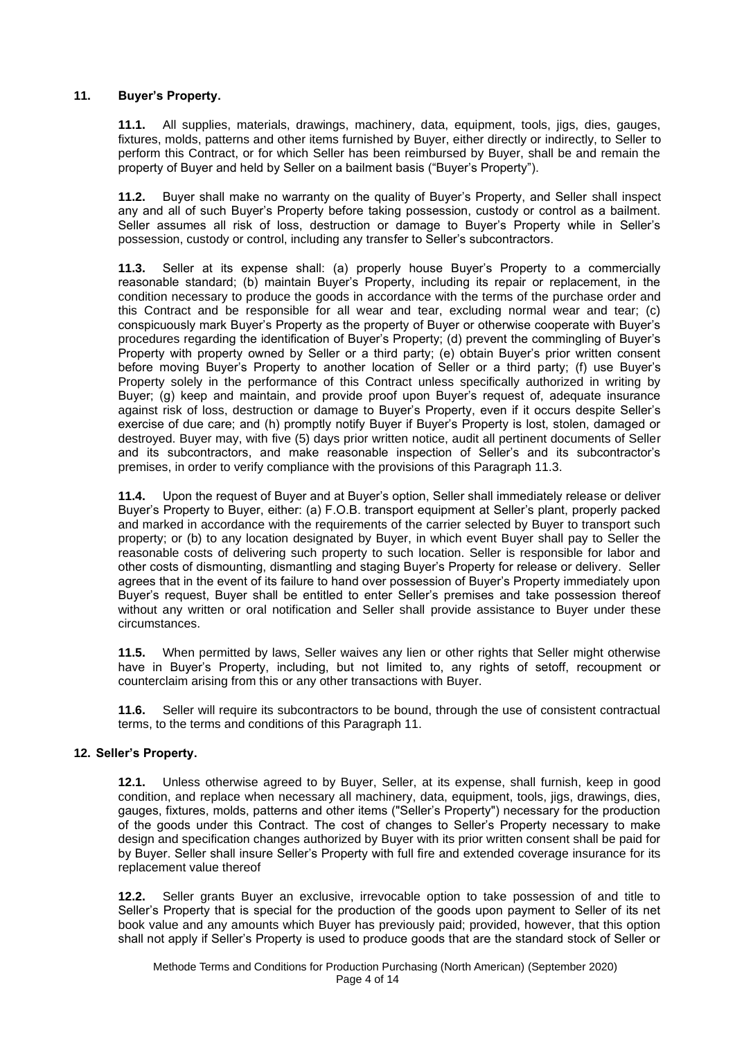## 11. Buyer's Property.

**11.1.** All supplies, materials, drawings, machinery, data, equipment, tools, jigs, dies, gauges, fixtures, molds, patterns and other items furnished by Buyer, either directly or indirectly, to Seller to perform this Contract, or for which Seller has been reimbursed by Buyer, shall be and remain the property of Buyer and held by Seller on a bailment basis ("Buyer's Property").

**11.2.** Buyer shall make no warranty on the quality of Buyer's Property, and Seller shall inspect any and all of such Buyer's Property before taking possession, custody or control as a bailment. Seller assumes all risk of loss, destruction or damage to Buyer's Property while in Seller's possession, custody or control, including any transfer to Seller's subcontractors.

**11.3.** Seller at its expense shall: (a) properly house Buyer's Property to a commercially reasonable standard; (b) maintain Buyer's Property, including its repair or replacement, in the condition necessary to produce the goods in accordance with the terms of the purchase order and this Contract and be responsible for all wear and tear, excluding normal wear and tear; (c) conspicuously mark Buyer's Property as the property of Buyer or otherwise cooperate with Buyer's procedures regarding the identification of Buyer's Property; (d) prevent the commingling of Buyer's Property with property owned by Seller or a third party; (e) obtain Buyer's prior written consent before moving Buyer's Property to another location of Seller or a third party; (f) use Buyer's Property solely in the performance of this Contract unless specifically authorized in writing by Buyer; (g) keep and maintain, and provide proof upon Buyer's request of, adequate insurance against risk of loss, destruction or damage to Buyer's Property, even if it occurs despite Seller's exercise of due care; and (h) promptly notify Buyer if Buyer's Property is lost, stolen, damaged or destroyed. Buyer may, with five (5) days prior written notice, audit all pertinent documents of Seller and its subcontractors, and make reasonable inspection of Seller's and its subcontractor's premises, in order to verify compliance with the provisions of this Paragraph 11.3.

**11.4.** Upon the request of Buyer and at Buyer's option, Seller shall immediately release or deliver Buyer's Property to Buyer, either: (a) F.O.B. transport equipment at Seller's plant, properly packed and marked in accordance with the requirements of the carrier selected by Buyer to transport such property; or (b) to any location designated by Buyer, in which event Buyer shall pay to Seller the reasonable costs of delivering such property to such location. Seller is responsible for labor and other costs of dismounting, dismantling and staging Buyer's Property for release or delivery. Seller agrees that in the event of its failure to hand over possession of Buyer's Property immediately upon Buyer's request, Buyer shall be entitled to enter Seller's premises and take possession thereof without any written or oral notification and Seller shall provide assistance to Buyer under these circumstances.

**11.5.** When permitted by laws, Seller waives any lien or other rights that Seller might otherwise have in Buyer's Property, including, but not limited to, any rights of setoff, recoupment or counterclaim arising from this or any other transactions with Buyer.

**11.6.** Seller will require its subcontractors to be bound, through the use of consistent contractual terms, to the terms and conditions of this Paragraph 11.

## 12. Seller's Property.

**12.1.** Unless otherwise agreed to by Buyer, Seller, at its expense, shall furnish, keep in good condition, and replace when necessary all machinery, data, equipment, tools, jigs, drawings, dies, gauges, fixtures, molds, patterns and other items ("Seller's Property") necessary for the production of the goods under this Contract. The cost of changes to Seller's Property necessary to make design and specification changes authorized by Buyer with its prior written consent shall be paid for by Buyer. Seller shall insure Seller's Property with full fire and extended coverage insurance for its replacement value thereof

**12.2.** Seller grants Buyer an exclusive, irrevocable option to take possession of and title to Seller's Property that is special for the production of the goods upon payment to Seller of its net book value and any amounts which Buyer has previously paid; provided, however, that this option shall not apply if Seller's Property is used to produce goods that are the standard stock of Seller or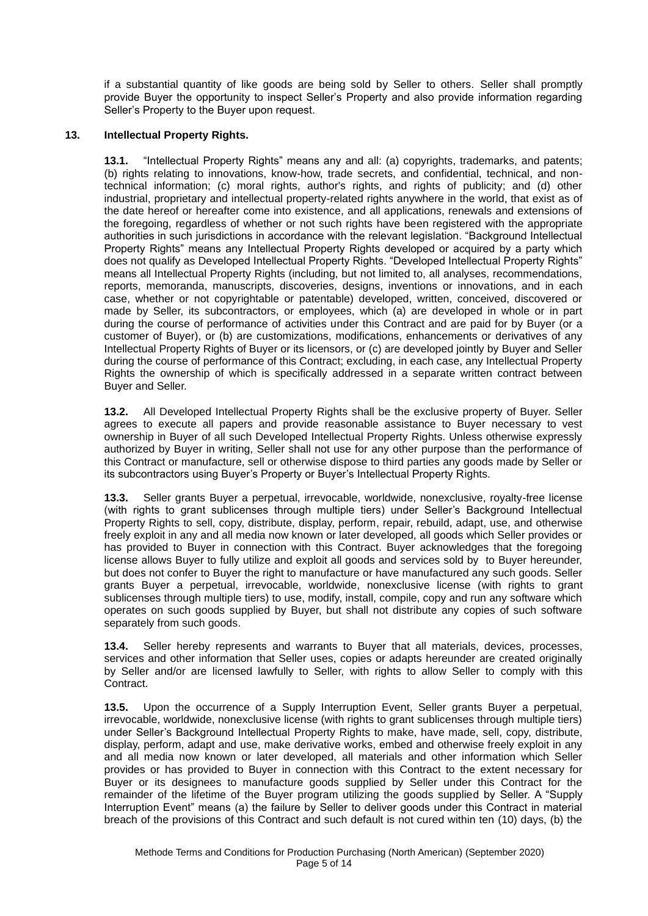if a substantial quantity of like goods are being sold by Seller to others. Seller shall promptly provide Buyer the opportunity to inspect Seller's Property and also provide information regarding Seller's Property to the Buyer upon request.

**13. Intellectual Property Rights.**

**13.1.** "Intellectual Property Rights" means any and all: (a) copyrights, trademarks, and patents; (b) rights relating to innovations, know-how, trade secrets, and confidential, technical, and non-technical information; (c) moral rights, author's rights, and rights of publicity; and (d) other industrial, proprietary and intellectual property-related rights anywhere in the world, that exist as of the date hereof or hereafter come into existence, and all applications, renewals and extensions of the foregoing, regardless of whether or not such rights have been registered with the appropriate authorities in such jurisdictions in accordance with the relevant legislation. "Background Intellectual Property Rights" means any Intellectual Property Rights developed or acquired by a party which does not qualify as Developed Intellectual Property Rights. "Developed Intellectual Property Rights" means all Intellectual Property Rights (including, but not limited to, all analyses, recommendations, reports, memoranda, manuscripts, discoveries, designs, inventions or innovations, and in each case, whether or not copyrightable or patentable) developed, written, conceived, discovered or made by Seller, its subcontractors, or employees, which (a) are developed in whole or in part during the course of performance of activities under this Contract and are paid for by Buyer (or a customer of Buyer), or (b) are customizations, modifications, enhancements or derivatives of any Intellectual Property Rights of Buyer or its licensors, or (c) are developed jointly by Buyer and Seller during the course of performance of this Contract; excluding, in each case, any Intellectual Property Rights the ownership of which is specifically addressed in a separate written contract between Buyer and Seller.

**13.2.** All Developed Intellectual Property Rights shall be the exclusive property of Buyer. Seller agrees to execute all papers and provide reasonable assistance to Buyer necessary to vest ownership in Buyer of all such Developed Intellectual Property Rights. Unless otherwise expressly authorized by Buyer in writing, Seller shall not use for any other purpose than the performance of this Contract or manufacture, sell or otherwise dispose to third parties any goods made by Seller or its subcontractors using Buyer's Property or Buyer's Intellectual Property Rights.

**13.3.** Seller grants Buyer a perpetual, irrevocable, worldwide, nonexclusive, royalty-free license (with rights to grant sublicenses through multiple tiers) under Seller's Background Intellectual Property Rights to sell, copy, distribute, display, perform, repair, rebuild, adapt, use, and otherwise freely exploit in any and all media now known or later developed, all goods which Seller provides or has provided to Buyer in connection with this Contract. Buyer acknowledges that the foregoing license allows Buyer to fully utilize and exploit all goods and services sold by to Buyer hereunder, but does not confer to Buyer the right to manufacture or have manufactured any such goods. Seller grants Buyer a perpetual, irrevocable, worldwide, nonexclusive license (with rights to grant sublicenses through multiple tiers) to use, modify, install, compile, copy and run any software which operates on such goods supplied by Buyer, but shall not distribute any copies of such software separately from such goods.

**13.4.** Seller hereby represents and warrants to Buyer that all materials, devices, processes, services and other information that Seller uses, copies or adapts hereunder are created originally by Seller and/or are licensed lawfully to Seller, with rights to allow Seller to comply with this Contract.

**13.5.** Upon the occurrence of a Supply Interruption Event, Seller grants Buyer a perpetual, irrevocable, worldwide, nonexclusive license (with rights to grant sublicenses through multiple tiers) under Seller's Background Intellectual Property Rights to make, have made, sell, copy, distribute, display, perform, adapt and use, make derivative works, embed and otherwise freely exploit in any and all media now known or later developed, all materials and other information which Seller provides or has provided to Buyer in connection with this Contract to the extent necessary for Buyer or its designees to manufacture goods supplied by Seller under this Contract for the remainder of the lifetime of the Buyer program utilizing the goods supplied by Seller. A "Supply Interruption Event" means (a) the failure by Seller to deliver goods under this Contract in material breach of the provisions of this Contract and such default is not cured within ten (10) days, (b) the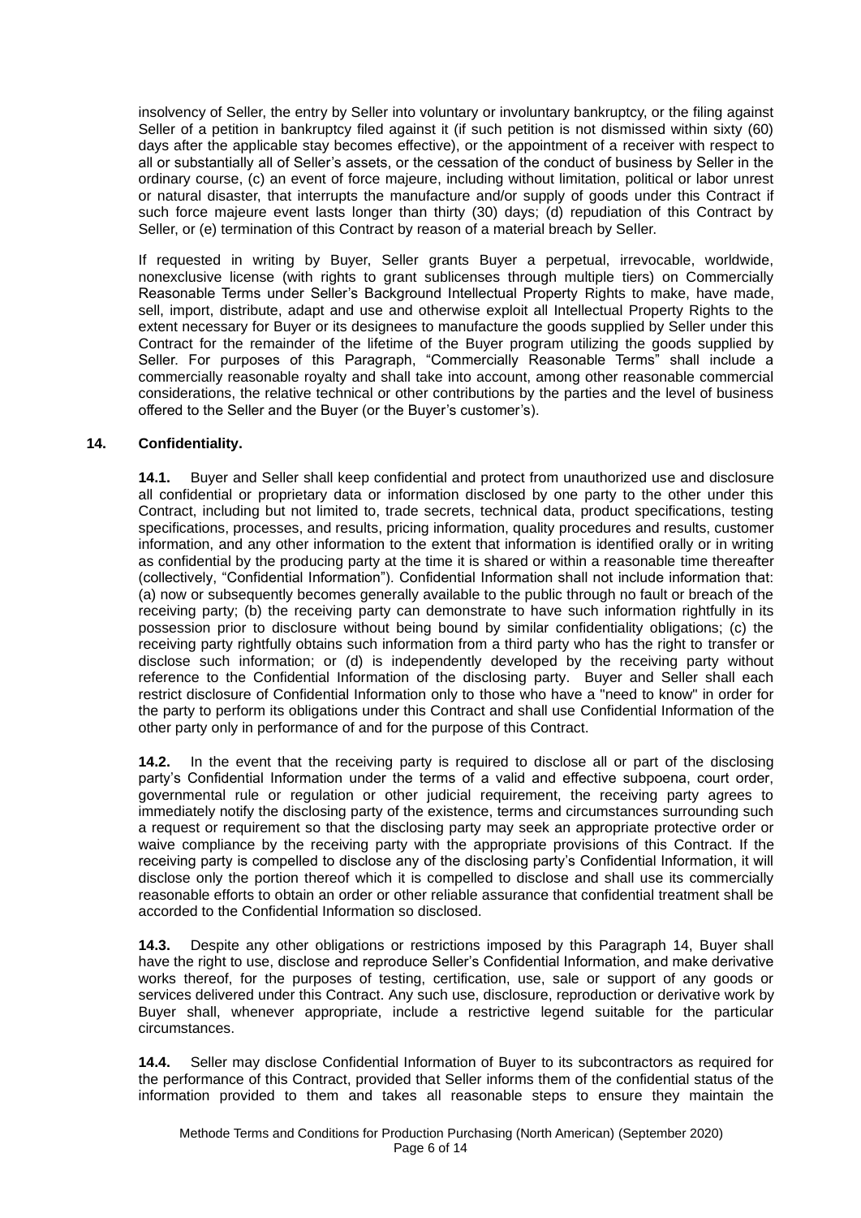insolvency of Seller, the entry by Seller into voluntary or involuntary bankruptcy, or the filing against Seller of a petition in bankruptcy filed against it (if such petition is not dismissed within sixty (60) days after the applicable stay becomes effective), or the appointment of a receiver with respect to all or substantially all of Seller's assets, or the cessation of the conduct of business by Seller in the ordinary course, (c) an event of force majeure, including without limitation, political or labor unrest or natural disaster, that interrupts the manufacture and/or supply of goods under this Contract if such force majeure event lasts longer than thirty (30) days; (d) repudiation of this Contract by Seller, or (e) termination of this Contract by reason of a material breach by Seller.

If requested in writing by Buyer, Seller grants Buyer a perpetual, irrevocable, worldwide, nonexclusive license (with rights to grant sublicenses through multiple tiers) on Commercially Reasonable Terms under Seller's Background Intellectual Property Rights to make, have made, sell, import, distribute, adapt and use and otherwise exploit all Intellectual Property Rights to the extent necessary for Buyer or its designees to manufacture the goods supplied by Seller under this Contract for the remainder of the lifetime of the Buyer program utilizing the goods supplied by Seller. For purposes of this Paragraph, "Commercially Reasonable Terms" shall include a commercially reasonable royalty and shall take into account, among other reasonable commercial considerations, the relative technical or other contributions by the parties and the level of business offered to the Seller and the Buyer (or the Buyer's customer's).

## 14. Confidentiality.

**14.1.** Buyer and Seller shall keep confidential and protect from unauthorized use and disclosure all confidential or proprietary data or information disclosed by one party to the other under this Contract, including but not limited to, trade secrets, technical data, product specifications, testing specifications, processes, and results, pricing information, quality procedures and results, customer information, and any other information to the extent that information is identified orally or in writing as confidential by the producing party at the time it is shared or within a reasonable time thereafter (collectively, "Confidential Information"). Confidential Information shall not include information that: (a) now or subsequently becomes generally available to the public through no fault or breach of the receiving party; (b) the receiving party can demonstrate to have such information rightfully in its possession prior to disclosure without being bound by similar confidentiality obligations; (c) the receiving party rightfully obtains such information from a third party who has the right to transfer or disclose such information; or (d) is independently developed by the receiving party without reference to the Confidential Information of the disclosing party. Buyer and Seller shall each restrict disclosure of Confidential Information only to those who have a "need to know" in order for the party to perform its obligations under this Contract and shall use Confidential Information of the other party only in performance of and for the purpose of this Contract.

**14.2.** In the event that the receiving party is required to disclose all or part of the disclosing party's Confidential Information under the terms of a valid and effective subpoena, court order, governmental rule or regulation or other judicial requirement, the receiving party agrees to immediately notify the disclosing party of the existence, terms and circumstances surrounding such a request or requirement so that the disclosing party may seek an appropriate protective order or waive compliance by the receiving party with the appropriate provisions of this Contract. If the receiving party is compelled to disclose any of the disclosing party's Confidential Information, it will disclose only the portion thereof which it is compelled to disclose and shall use its commercially reasonable efforts to obtain an order or other reliable assurance that confidential treatment shall be accorded to the Confidential Information so disclosed.

**14.3.** Despite any other obligations or restrictions imposed by this Paragraph 14, Buyer shall have the right to use, disclose and reproduce Seller's Confidential Information, and make derivative works thereof, for the purposes of testing, certification, use, sale or support of any goods or services delivered under this Contract. Any such use, disclosure, reproduction or derivative work by Buyer shall, whenever appropriate, include a restrictive legend suitable for the particular circumstances.

**14.4.** Seller may disclose Confidential Information of Buyer to its subcontractors as required for the performance of this Contract, provided that Seller informs them of the confidential status of the information provided to them and takes all reasonable steps to ensure they maintain the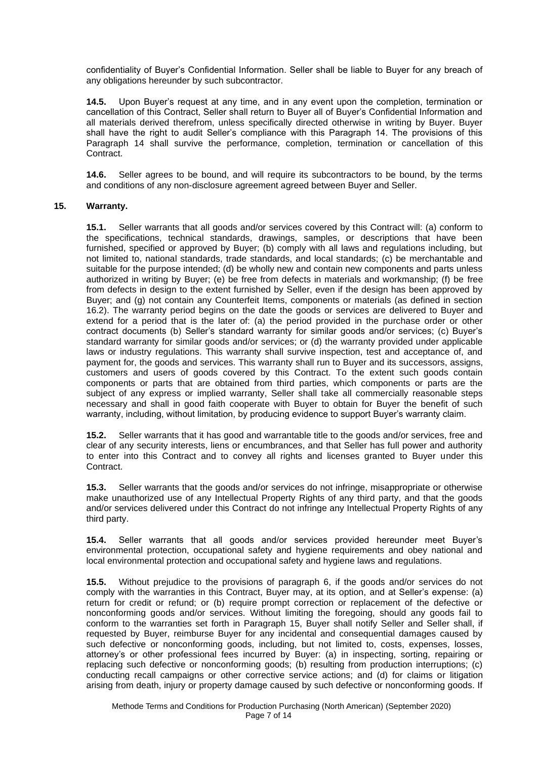confidentiality of Buyer's Confidential Information. Seller shall be liable to Buyer for any breach of any obligations hereunder by such subcontractor.

**14.5.** Upon Buyer's request at any time, and in any event upon the completion, termination or cancellation of this Contract, Seller shall return to Buyer all of Buyer's Confidential Information and all materials derived therefrom, unless specifically directed otherwise in writing by Buyer. Buyer shall have the right to audit Seller's compliance with this Paragraph 14. The provisions of this Paragraph 14 shall survive the performance, completion, termination or cancellation of this Contract.

**14.6.** Seller agrees to be bound, and will require its subcontractors to be bound, by the terms and conditions of any non-disclosure agreement agreed between Buyer and Seller.

## 15. Warranty.

**15.1.** Seller warrants that all goods and/or services covered by this Contract will: (a) conform to the specifications, technical standards, drawings, samples, or descriptions that have been furnished, specified or approved by Buyer; (b) comply with all laws and regulations including, but not limited to, national standards, trade standards, and local standards; (c) be merchantable and suitable for the purpose intended; (d) be wholly new and contain new components and parts unless authorized in writing by Buyer; (e) be free from defects in materials and workmanship; (f) be free from defects in design to the extent furnished by Seller, even if the design has been approved by Buyer; and (g) not contain any Counterfeit Items, components or materials (as defined in section 16.2). The warranty period begins on the date the goods or services are delivered to Buyer and extend for a period that is the later of: (a) the period provided in the purchase order or other contract documents (b) Seller's standard warranty for similar goods and/or services; (c) Buyer's standard warranty for similar goods and/or services; or (d) the warranty provided under applicable laws or industry regulations. This warranty shall survive inspection, test and acceptance of, and payment for, the goods and services. This warranty shall run to Buyer and its successors, assigns, customers and users of goods covered by this Contract. To the extent such goods contain components or parts that are obtained from third parties, which components or parts are the subject of any express or implied warranty, Seller shall take all commercially reasonable steps necessary and shall in good faith cooperate with Buyer to obtain for Buyer the benefit of such warranty, including, without limitation, by producing evidence to support Buyer's warranty claim.

**15.2.** Seller warrants that it has good and warrantable title to the goods and/or services, free and clear of any security interests, liens or encumbrances, and that Seller has full power and authority to enter into this Contract and to convey all rights and licenses granted to Buyer under this Contract.

**15.3.** Seller warrants that the goods and/or services do not infringe, misappropriate or otherwise make unauthorized use of any Intellectual Property Rights of any third party, and that the goods and/or services delivered under this Contract do not infringe any Intellectual Property Rights of any third party.

**15.4.** Seller warrants that all goods and/or services provided hereunder meet Buyer's environmental protection, occupational safety and hygiene requirements and obey national and local environmental protection and occupational safety and hygiene laws and regulations.

**15.5.** Without prejudice to the provisions of paragraph 6, if the goods and/or services do not comply with the warranties in this Contract, Buyer may, at its option, and at Seller's expense: (a) return for credit or refund; or (b) require prompt correction or replacement of the defective or nonconforming goods and/or services. Without limiting the foregoing, should any goods fail to conform to the warranties set forth in Paragraph 15, Buyer shall notify Seller and Seller shall, if requested by Buyer, reimburse Buyer for any incidental and consequential damages caused by such defective or nonconforming goods, including, but not limited to, costs, expenses, losses, attorney's or other professional fees incurred by Buyer: (a) in inspecting, sorting, repairing or replacing such defective or nonconforming goods; (b) resulting from production interruptions; (c) conducting recall campaigns or other corrective service actions; and (d) for claims or litigation arising from death, injury or property damage caused by such defective or nonconforming goods. If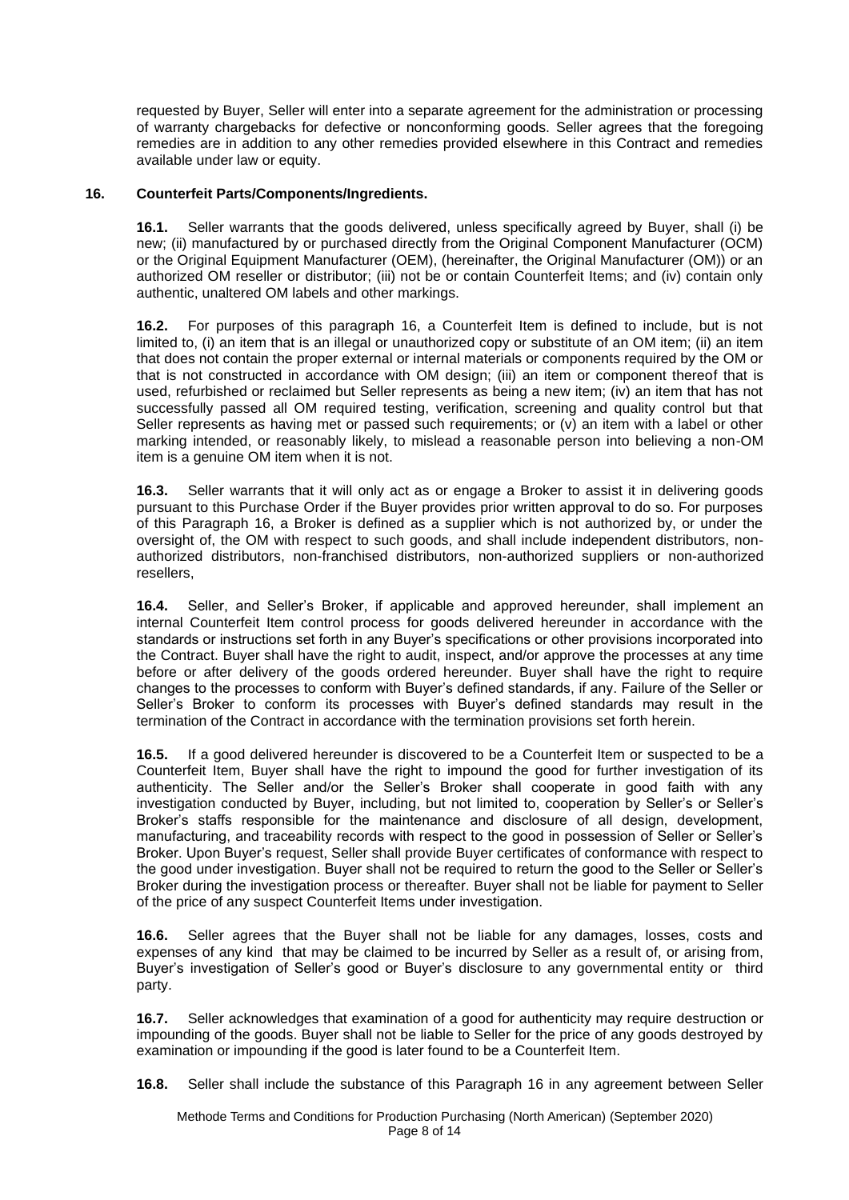requested by Buyer, Seller will enter into a separate agreement for the administration or processing of warranty chargebacks for defective or nonconforming goods. Seller agrees that the foregoing remedies are in addition to any other remedies provided elsewhere in this Contract and remedies available under law or equity.

**16. Counterfeit Parts/Components/Ingredients.**

**16.1.** Seller warrants that the goods delivered, unless specifically agreed by Buyer, shall (i) be new; (ii) manufactured by or purchased directly from the Original Component Manufacturer (OCM) or the Original Equipment Manufacturer (OEM), (hereinafter, the Original Manufacturer (OM)) or an authorized OM reseller or distributor; (iii) not be or contain Counterfeit Items; and (iv) contain only authentic, unaltered OM labels and other markings.

**16.2.** For purposes of this paragraph 16, a Counterfeit Item is defined to include, but is not limited to, (i) an item that is an illegal or unauthorized copy or substitute of an OM item; (ii) an item that does not contain the proper external or internal materials or components required by the OM or that is not constructed in accordance with OM design; (iii) an item or component thereof that is used, refurbished or reclaimed but Seller represents as being a new item; (iv) an item that has not successfully passed all OM required testing, verification, screening and quality control but that Seller represents as having met or passed such requirements; or (v) an item with a label or other marking intended, or reasonably likely, to mislead a reasonable person into believing a non-OM item is a genuine OM item when it is not.

**16.3.** Seller warrants that it will only act as or engage a Broker to assist it in delivering goods pursuant to this Purchase Order if the Buyer provides prior written approval to do so. For purposes of this Paragraph 16, a Broker is defined as a supplier which is not authorized by, or under the oversight of, the OM with respect to such goods, and shall include independent distributors, non-authorized distributors, non-franchised distributors, non-authorized suppliers or non-authorized resellers,

**16.4.** Seller, and Seller's Broker, if applicable and approved hereunder, shall implement an internal Counterfeit Item control process for goods delivered hereunder in accordance with the standards or instructions set forth in any Buyer's specifications or other provisions incorporated into the Contract. Buyer shall have the right to audit, inspect, and/or approve the processes at any time before or after delivery of the goods ordered hereunder. Buyer shall have the right to require changes to the processes to conform with Buyer's defined standards, if any. Failure of the Seller or Seller's Broker to conform its processes with Buyer's defined standards may result in the termination of the Contract in accordance with the termination provisions set forth herein.

**16.5.** If a good delivered hereunder is discovered to be a Counterfeit Item or suspected to be a Counterfeit Item, Buyer shall have the right to impound the good for further investigation of its authenticity. The Seller and/or the Seller's Broker shall cooperate in good faith with any investigation conducted by Buyer, including, but not limited to, cooperation by Seller's or Seller's Broker's staffs responsible for the maintenance and disclosure of all design, development, manufacturing, and traceability records with respect to the good in possession of Seller or Seller's Broker. Upon Buyer's request, Seller shall provide Buyer certificates of conformance with respect to the good under investigation. Buyer shall not be required to return the good to the Seller or Seller's Broker during the investigation process or thereafter. Buyer shall not be liable for payment to Seller of the price of any suspect Counterfeit Items under investigation.

**16.6.** Seller agrees that the Buyer shall not be liable for any damages, losses, costs and expenses of any kind that may be claimed to be incurred by Seller as a result of, or arising from, Buyer's investigation of Seller's good or Buyer's disclosure to any governmental entity or third party.

**16.7.** Seller acknowledges that examination of a good for authenticity may require destruction or impounding of the goods. Buyer shall not be liable to Seller for the price of any goods destroyed by examination or impounding if the good is later found to be a Counterfeit Item.

**16.8.** Seller shall include the substance of this Paragraph 16 in any agreement between Seller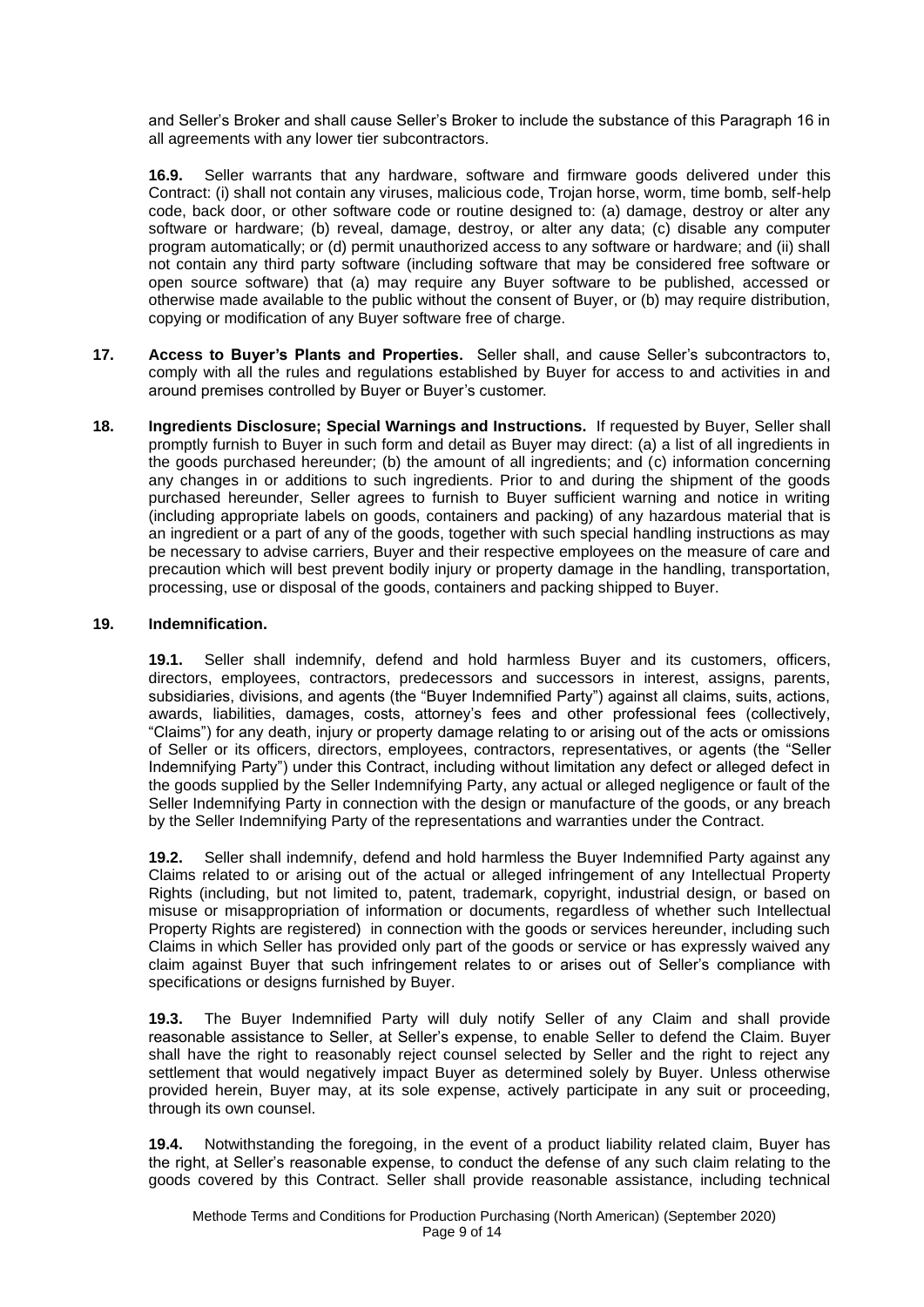and Seller's Broker and shall cause Seller's Broker to include the substance of this Paragraph 16 in all agreements with any lower tier subcontractors.

**16.9.** Seller warrants that any hardware, software and firmware goods delivered under this Contract: (i) shall not contain any viruses, malicious code, Trojan horse, worm, time bomb, self-help code, back door, or other software code or routine designed to: (a) damage, destroy or alter any software or hardware; (b) reveal, damage, destroy, or alter any data; (c) disable any computer program automatically; or (d) permit unauthorized access to any software or hardware; and (ii) shall not contain any third party software (including software that may be considered free software or open source software) that (a) may require any Buyer software to be published, accessed or otherwise made available to the public without the consent of Buyer, or (b) may require distribution, copying or modification of any Buyer software free of charge.

**17. Access to Buyer's Plants and Properties.** Seller shall, and cause Seller's subcontractors to, comply with all the rules and regulations established by Buyer for access to and activities in and around premises controlled by Buyer or Buyer's customer.

**18. Ingredients Disclosure; Special Warnings and Instructions.** If requested by Buyer, Seller shall promptly furnish to Buyer in such form and detail as Buyer may direct: (a) a list of all ingredients in the goods purchased hereunder; (b) the amount of all ingredients; and (c) information concerning any changes in or additions to such ingredients. Prior to and during the shipment of the goods purchased hereunder, Seller agrees to furnish to Buyer sufficient warning and notice in writing (including appropriate labels on goods, containers and packing) of any hazardous material that is an ingredient or a part of any of the goods, together with such special handling instructions as may be necessary to advise carriers, Buyer and their respective employees on the measure of care and precaution which will best prevent bodily injury or property damage in the handling, transportation, processing, use or disposal of the goods, containers and packing shipped to Buyer.

**19. Indemnification.**

**19.1.** Seller shall indemnify, defend and hold harmless Buyer and its customers, officers, directors, employees, contractors, predecessors and successors in interest, assigns, parents, subsidiaries, divisions, and agents (the "Buyer Indemnified Party") against all claims, suits, actions, awards, liabilities, damages, costs, attorney's fees and other professional fees (collectively, "Claims") for any death, injury or property damage relating to or arising out of the acts or omissions of Seller or its officers, directors, employees, contractors, representatives, or agents (the "Seller Indemnifying Party") under this Contract, including without limitation any defect or alleged defect in the goods supplied by the Seller Indemnifying Party, any actual or alleged negligence or fault of the Seller Indemnifying Party in connection with the design or manufacture of the goods, or any breach by the Seller Indemnifying Party of the representations and warranties under the Contract.

**19.2.** Seller shall indemnify, defend and hold harmless the Buyer Indemnified Party against any Claims related to or arising out of the actual or alleged infringement of any Intellectual Property Rights (including, but not limited to, patent, trademark, copyright, industrial design, or based on misuse or misappropriation of information or documents, regardless of whether such Intellectual Property Rights are registered) in connection with the goods or services hereunder, including such Claims in which Seller has provided only part of the goods or service or has expressly waived any claim against Buyer that such infringement relates to or arises out of Seller's compliance with specifications or designs furnished by Buyer.

**19.3.** The Buyer Indemnified Party will duly notify Seller of any Claim and shall provide reasonable assistance to Seller, at Seller's expense, to enable Seller to defend the Claim. Buyer shall have the right to reasonably reject counsel selected by Seller and the right to reject any settlement that would negatively impact Buyer as determined solely by Buyer. Unless otherwise provided herein, Buyer may, at its sole expense, actively participate in any suit or proceeding, through its own counsel.

**19.4.** Notwithstanding the foregoing, in the event of a product liability related claim, Buyer has the right, at Seller's reasonable expense, to conduct the defense of any such claim relating to the goods covered by this Contract. Seller shall provide reasonable assistance, including technical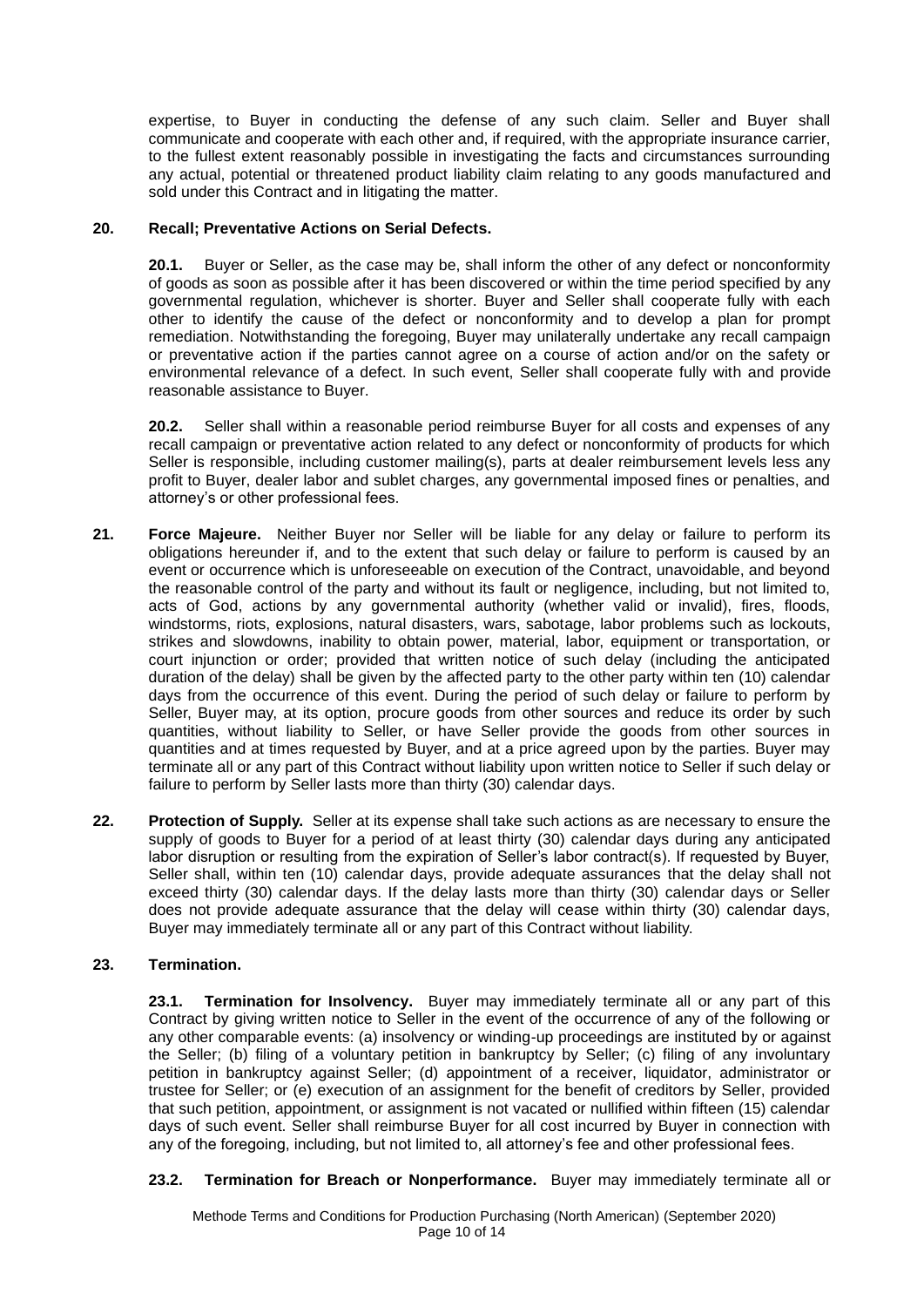expertise, to Buyer in conducting the defense of any such claim. Seller and Buyer shall communicate and cooperate with each other and, if required, with the appropriate insurance carrier, to the fullest extent reasonably possible in investigating the facts and circumstances surrounding any actual, potential or threatened product liability claim relating to any goods manufactured and sold under this Contract and in litigating the matter.

**20. Recall; Preventative Actions on Serial Defects.**

**20.1.** Buyer or Seller, as the case may be, shall inform the other of any defect or nonconformity of goods as soon as possible after it has been discovered or within the time period specified by any governmental regulation, whichever is shorter. Buyer and Seller shall cooperate fully with each other to identify the cause of the defect or nonconformity and to develop a plan for prompt remediation. Notwithstanding the foregoing, Buyer may unilaterally undertake any recall campaign or preventative action if the parties cannot agree on a course of action and/or on the safety or environmental relevance of a defect. In such event, Seller shall cooperate fully with and provide reasonable assistance to Buyer.

**20.2.** Seller shall within a reasonable period reimburse Buyer for all costs and expenses of any recall campaign or preventative action related to any defect or nonconformity of products for which Seller is responsible, including customer mailing(s), parts at dealer reimbursement levels less any profit to Buyer, dealer labor and sublet charges, any governmental imposed fines or penalties, and attorney's or other professional fees.

**21. Force Majeure.** Neither Buyer nor Seller will be liable for any delay or failure to perform its obligations hereunder if, and to the extent that such delay or failure to perform is caused by an event or occurrence which is unforeseeable on execution of the Contract, unavoidable, and beyond the reasonable control of the party and without its fault or negligence, including, but not limited to, acts of God, actions by any governmental authority (whether valid or invalid), fires, floods, windstorms, riots, explosions, natural disasters, wars, sabotage, labor problems such as lockouts, strikes and slowdowns, inability to obtain power, material, labor, equipment or transportation, or court injunction or order; provided that written notice of such delay (including the anticipated duration of the delay) shall be given by the affected party to the other party within ten (10) calendar days from the occurrence of this event. During the period of such delay or failure to perform by Seller, Buyer may, at its option, procure goods from other sources and reduce its order by such quantities, without liability to Seller, or have Seller provide the goods from other sources in quantities and at times requested by Buyer, and at a price agreed upon by the parties. Buyer may terminate all or any part of this Contract without liability upon written notice to Seller if such delay or failure to perform by Seller lasts more than thirty (30) calendar days.

**22. Protection of Supply.** Seller at its expense shall take such actions as are necessary to ensure the supply of goods to Buyer for a period of at least thirty (30) calendar days during any anticipated labor disruption or resulting from the expiration of Seller's labor contract(s). If requested by Buyer, Seller shall, within ten (10) calendar days, provide adequate assurances that the delay shall not exceed thirty (30) calendar days. If the delay lasts more than thirty (30) calendar days or Seller does not provide adequate assurance that the delay will cease within thirty (30) calendar days, Buyer may immediately terminate all or any part of this Contract without liability.

**23. Termination.**

**23.1. Termination for Insolvency.** Buyer may immediately terminate all or any part of this Contract by giving written notice to Seller in the event of the occurrence of any of the following or any other comparable events: (a) insolvency or winding-up proceedings are instituted by or against the Seller; (b) filing of a voluntary petition in bankruptcy by Seller; (c) filing of any involuntary petition in bankruptcy against Seller; (d) appointment of a receiver, liquidator, administrator or trustee for Seller; or (e) execution of an assignment for the benefit of creditors by Seller, provided that such petition, appointment, or assignment is not vacated or nullified within fifteen (15) calendar days of such event. Seller shall reimburse Buyer for all cost incurred by Buyer in connection with any of the foregoing, including, but not limited to, all attorney's fee and other professional fees.

**23.2. Termination for Breach or Nonperformance.** Buyer may immediately terminate all or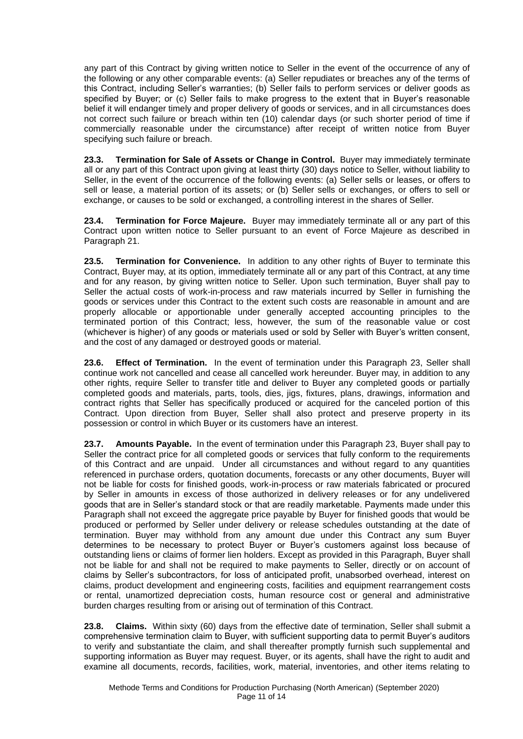any part of this Contract by giving written notice to Seller in the event of the occurrence of any of the following or any other comparable events: (a) Seller repudiates or breaches any of the terms of this Contract, including Seller's warranties; (b) Seller fails to perform services or deliver goods as specified by Buyer; or (c) Seller fails to make progress to the extent that in Buyer's reasonable belief it will endanger timely and proper delivery of goods or services, and in all circumstances does not correct such failure or breach within ten (10) calendar days (or such shorter period of time if commercially reasonable under the circumstance) after receipt of written notice from Buyer specifying such failure or breach.

**23.3. Termination for Sale of Assets or Change in Control.** Buyer may immediately terminate all or any part of this Contract upon giving at least thirty (30) days notice to Seller, without liability to Seller, in the event of the occurrence of the following events: (a) Seller sells or leases, or offers to sell or lease, a material portion of its assets; or (b) Seller sells or exchanges, or offers to sell or exchange, or causes to be sold or exchanged, a controlling interest in the shares of Seller.

**23.4. Termination for Force Majeure.** Buyer may immediately terminate all or any part of this Contract upon written notice to Seller pursuant to an event of Force Majeure as described in Paragraph 21.

**23.5. Termination for Convenience.** In addition to any other rights of Buyer to terminate this Contract, Buyer may, at its option, immediately terminate all or any part of this Contract, at any time and for any reason, by giving written notice to Seller. Upon such termination, Buyer shall pay to Seller the actual costs of work-in-process and raw materials incurred by Seller in furnishing the goods or services under this Contract to the extent such costs are reasonable in amount and are properly allocable or apportionable under generally accepted accounting principles to the terminated portion of this Contract; less, however, the sum of the reasonable value or cost (whichever is higher) of any goods or materials used or sold by Seller with Buyer's written consent, and the cost of any damaged or destroyed goods or material.

**23.6. Effect of Termination.** In the event of termination under this Paragraph 23, Seller shall continue work not cancelled and cease all cancelled work hereunder. Buyer may, in addition to any other rights, require Seller to transfer title and deliver to Buyer any completed goods or partially completed goods and materials, parts, tools, dies, jigs, fixtures, plans, drawings, information and contract rights that Seller has specifically produced or acquired for the canceled portion of this Contract. Upon direction from Buyer, Seller shall also protect and preserve property in its possession or control in which Buyer or its customers have an interest.

**23.7. Amounts Payable.** In the event of termination under this Paragraph 23, Buyer shall pay to Seller the contract price for all completed goods or services that fully conform to the requirements of this Contract and are unpaid. Under all circumstances and without regard to any quantities referenced in purchase orders, quotation documents, forecasts or any other documents, Buyer will not be liable for costs for finished goods, work-in-process or raw materials fabricated or procured by Seller in amounts in excess of those authorized in delivery releases or for any undelivered goods that are in Seller's standard stock or that are readily marketable. Payments made under this Paragraph shall not exceed the aggregate price payable by Buyer for finished goods that would be produced or performed by Seller under delivery or release schedules outstanding at the date of termination. Buyer may withhold from any amount due under this Contract any sum Buyer determines to be necessary to protect Buyer or Buyer's customers against loss because of outstanding liens or claims of former lien holders. Except as provided in this Paragraph, Buyer shall not be liable for and shall not be required to make payments to Seller, directly or on account of claims by Seller's subcontractors, for loss of anticipated profit, unabsorbed overhead, interest on claims, product development and engineering costs, facilities and equipment rearrangement costs or rental, unamortized depreciation costs, human resource cost or general and administrative burden charges resulting from or arising out of termination of this Contract.

**23.8. Claims.** Within sixty (60) days from the effective date of termination, Seller shall submit a comprehensive termination claim to Buyer, with sufficient supporting data to permit Buyer's auditors to verify and substantiate the claim, and shall thereafter promptly furnish such supplemental and supporting information as Buyer may request. Buyer, or its agents, shall have the right to audit and examine all documents, records, facilities, work, material, inventories, and other items relating to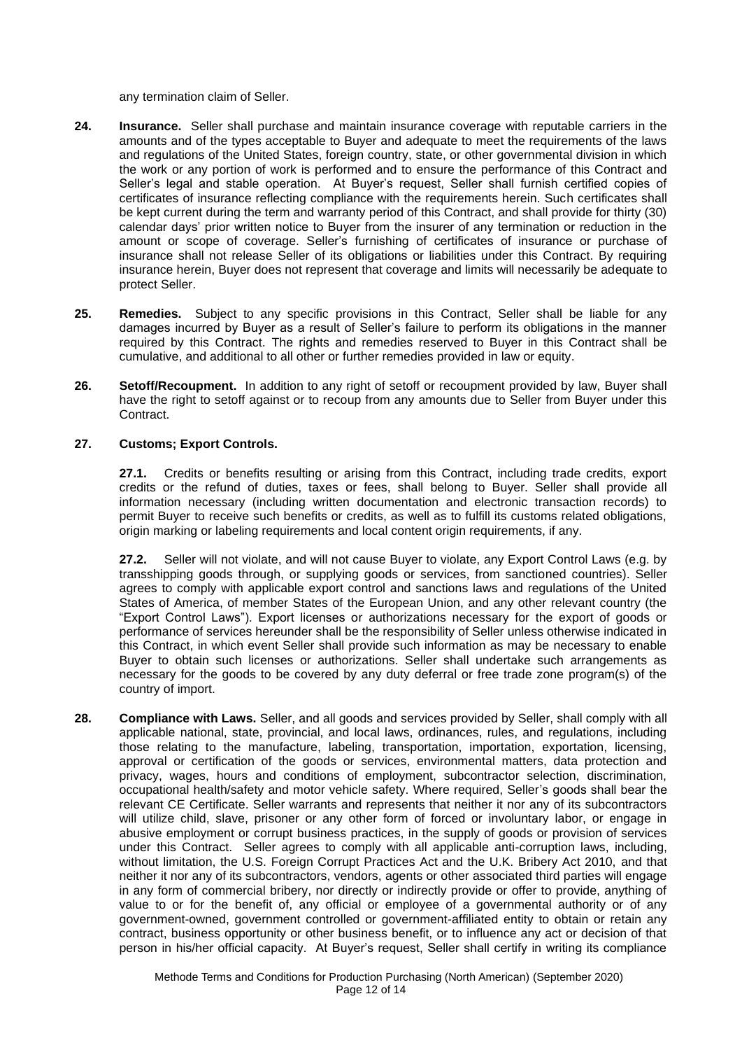any termination claim of Seller.

**24. Insurance.** Seller shall purchase and maintain insurance coverage with reputable carriers in the amounts and of the types acceptable to Buyer and adequate to meet the requirements of the laws and regulations of the United States, foreign country, state, or other governmental division in which the work or any portion of work is performed and to ensure the performance of this Contract and Seller's legal and stable operation. At Buyer's request, Seller shall furnish certified copies of certificates of insurance reflecting compliance with the requirements herein. Such certificates shall be kept current during the term and warranty period of this Contract, and shall provide for thirty (30) calendar days' prior written notice to Buyer from the insurer of any termination or reduction in the amount or scope of coverage. Seller's furnishing of certificates of insurance or purchase of insurance shall not release Seller of its obligations or liabilities under this Contract. By requiring insurance herein, Buyer does not represent that coverage and limits will necessarily be adequate to protect Seller.

**25. Remedies.** Subject to any specific provisions in this Contract, Seller shall be liable for any damages incurred by Buyer as a result of Seller's failure to perform its obligations in the manner required by this Contract. The rights and remedies reserved to Buyer in this Contract shall be cumulative, and additional to all other or further remedies provided in law or equity.

**26. Setoff/Recoupment.** In addition to any right of setoff or recoupment provided by law, Buyer shall have the right to setoff against or to recoup from any amounts due to Seller from Buyer under this Contract.

**27. Customs; Export Controls.**

**27.1.** Credits or benefits resulting or arising from this Contract, including trade credits, export credits or the refund of duties, taxes or fees, shall belong to Buyer. Seller shall provide all information necessary (including written documentation and electronic transaction records) to permit Buyer to receive such benefits or credits, as well as to fulfill its customs related obligations, origin marking or labeling requirements and local content origin requirements, if any.

**27.2.** Seller will not violate, and will not cause Buyer to violate, any Export Control Laws (e.g. by transshipping goods through, or supplying goods or services, from sanctioned countries). Seller agrees to comply with applicable export control and sanctions laws and regulations of the United States of America, of member States of the European Union, and any other relevant country (the "Export Control Laws"). Export licenses or authorizations necessary for the export of goods or performance of services hereunder shall be the responsibility of Seller unless otherwise indicated in this Contract, in which event Seller shall provide such information as may be necessary to enable Buyer to obtain such licenses or authorizations. Seller shall undertake such arrangements as necessary for the goods to be covered by any duty deferral or free trade zone program(s) of the country of import.

**28. Compliance with Laws.** Seller, and all goods and services provided by Seller, shall comply with all applicable national, state, provincial, and local laws, ordinances, rules, and regulations, including those relating to the manufacture, labeling, transportation, importation, exportation, licensing, approval or certification of the goods or services, environmental matters, data protection and privacy, wages, hours and conditions of employment, subcontractor selection, discrimination, occupational health/safety and motor vehicle safety. Where required, Seller's goods shall bear the relevant CE Certificate. Seller warrants and represents that neither it nor any of its subcontractors will utilize child, slave, prisoner or any other form of forced or involuntary labor, or engage in abusive employment or corrupt business practices, in the supply of goods or provision of services under this Contract. Seller agrees to comply with all applicable anti-corruption laws, including, without limitation, the U.S. Foreign Corrupt Practices Act and the U.K. Bribery Act 2010, and that neither it nor any of its subcontractors, vendors, agents or other associated third parties will engage in any form of commercial bribery, nor directly or indirectly provide or offer to provide, anything of value to or for the benefit of, any official or employee of a governmental authority or of any government-owned, government controlled or government-affiliated entity to obtain or retain any contract, business opportunity or other business benefit, or to influence any act or decision of that person in his/her official capacity. At Buyer's request, Seller shall certify in writing its compliance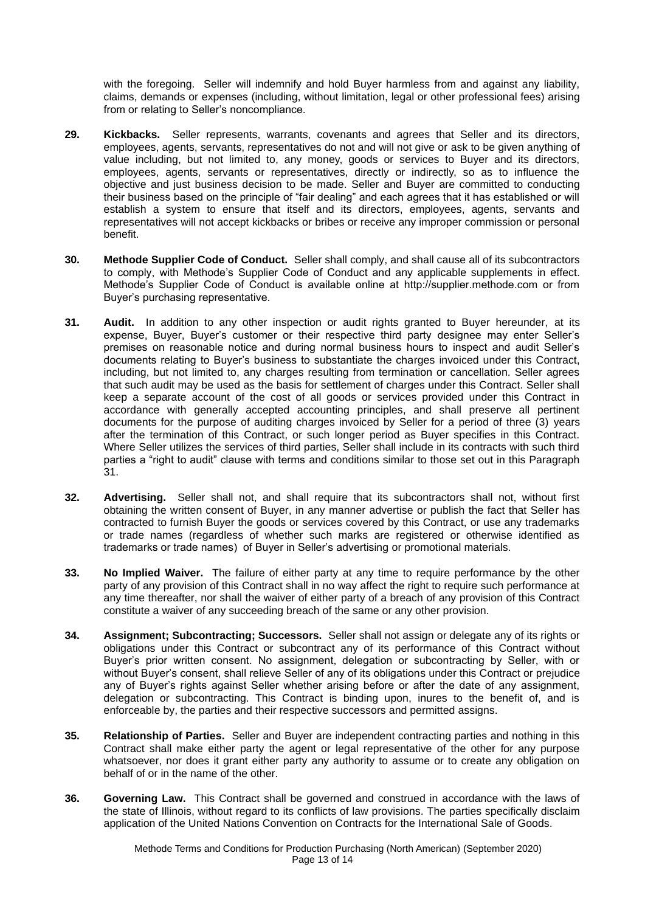with the foregoing. Seller will indemnify and hold Buyer harmless from and against any liability, claims, demands or expenses (including, without limitation, legal or other professional fees) arising from or relating to Seller's noncompliance.

**29. Kickbacks.** Seller represents, warrants, covenants and agrees that Seller and its directors, employees, agents, servants, representatives do not and will not give or ask to be given anything of value including, but not limited to, any money, goods or services to Buyer and its directors, employees, agents, servants or representatives, directly or indirectly, so as to influence the objective and just business decision to be made. Seller and Buyer are committed to conducting their business based on the principle of "fair dealing" and each agrees that it has established or will establish a system to ensure that itself and its directors, employees, agents, servants and representatives will not accept kickbacks or bribes or receive any improper commission or personal benefit.

**30. Methode Supplier Code of Conduct.** Seller shall comply, and shall cause all of its subcontractors to comply, with Methode's Supplier Code of Conduct and any applicable supplements in effect. Methode's Supplier Code of Conduct is available online at http://supplier.methode.com or from Buyer's purchasing representative.

**31. Audit.** In addition to any other inspection or audit rights granted to Buyer hereunder, at its expense, Buyer, Buyer's customer or their respective third party designee may enter Seller's premises on reasonable notice and during normal business hours to inspect and audit Seller's documents relating to Buyer's business to substantiate the charges invoiced under this Contract, including, but not limited to, any charges resulting from termination or cancellation. Seller agrees that such audit may be used as the basis for settlement of charges under this Contract. Seller shall keep a separate account of the cost of all goods or services provided under this Contract in accordance with generally accepted accounting principles, and shall preserve all pertinent documents for the purpose of auditing charges invoiced by Seller for a period of three (3) years after the termination of this Contract, or such longer period as Buyer specifies in this Contract. Where Seller utilizes the services of third parties, Seller shall include in its contracts with such third parties a "right to audit" clause with terms and conditions similar to those set out in this Paragraph 31.

**32. Advertising.** Seller shall not, and shall require that its subcontractors shall not, without first obtaining the written consent of Buyer, in any manner advertise or publish the fact that Seller has contracted to furnish Buyer the goods or services covered by this Contract, or use any trademarks or trade names (regardless of whether such marks are registered or otherwise identified as trademarks or trade names) of Buyer in Seller's advertising or promotional materials.

**33. No Implied Waiver.** The failure of either party at any time to require performance by the other party of any provision of this Contract shall in no way affect the right to require such performance at any time thereafter, nor shall the waiver of either party of a breach of any provision of this Contract constitute a waiver of any succeeding breach of the same or any other provision.

**34. Assignment; Subcontracting; Successors.** Seller shall not assign or delegate any of its rights or obligations under this Contract or subcontract any of its performance of this Contract without Buyer's prior written consent. No assignment, delegation or subcontracting by Seller, with or without Buyer's consent, shall relieve Seller of any of its obligations under this Contract or prejudice any of Buyer's rights against Seller whether arising before or after the date of any assignment, delegation or subcontracting. This Contract is binding upon, inures to the benefit of, and is enforceable by, the parties and their respective successors and permitted assigns.

**35. Relationship of Parties.** Seller and Buyer are independent contracting parties and nothing in this Contract shall make either party the agent or legal representative of the other for any purpose whatsoever, nor does it grant either party any authority to assume or to create any obligation on behalf of or in the name of the other.

**36. Governing Law.** This Contract shall be governed and construed in accordance with the laws of the state of Illinois, without regard to its conflicts of law provisions. The parties specifically disclaim application of the United Nations Convention on Contracts for the International Sale of Goods.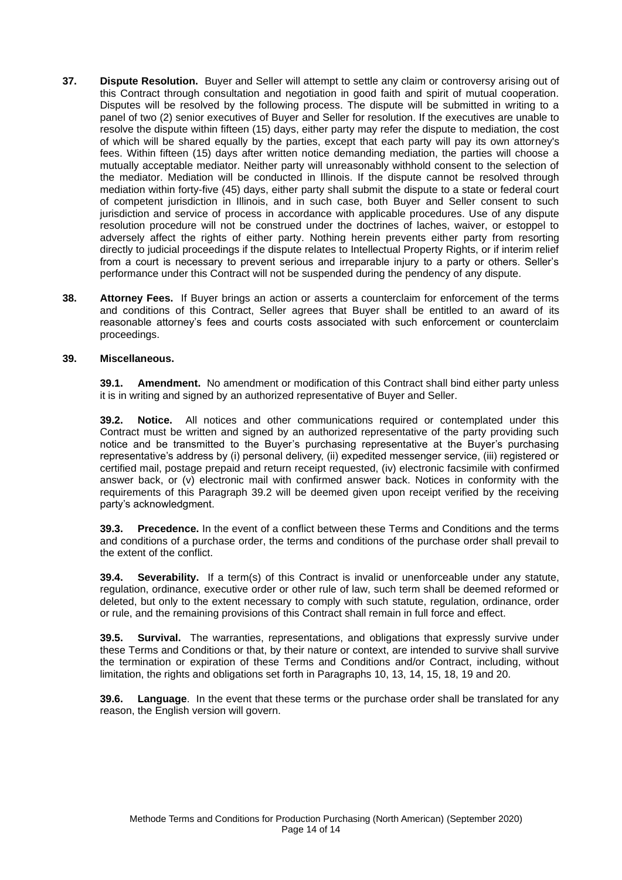**37. Dispute Resolution.** Buyer and Seller will attempt to settle any claim or controversy arising out of this Contract through consultation and negotiation in good faith and spirit of mutual cooperation. Disputes will be resolved by the following process. The dispute will be submitted in writing to a panel of two (2) senior executives of Buyer and Seller for resolution. If the executives are unable to resolve the dispute within fifteen (15) days, either party may refer the dispute to mediation, the cost of which will be shared equally by the parties, except that each party will pay its own attorney's fees. Within fifteen (15) days after written notice demanding mediation, the parties will choose a mutually acceptable mediator. Neither party will unreasonably withhold consent to the selection of the mediator. Mediation will be conducted in Illinois. If the dispute cannot be resolved through mediation within forty-five (45) days, either party shall submit the dispute to a state or federal court of competent jurisdiction in Illinois, and in such case, both Buyer and Seller consent to such jurisdiction and service of process in accordance with applicable procedures. Use of any dispute resolution procedure will not be construed under the doctrines of laches, waiver, or estoppel to adversely affect the rights of either party. Nothing herein prevents either party from resorting directly to judicial proceedings if the dispute relates to Intellectual Property Rights, or if interim relief from a court is necessary to prevent serious and irreparable injury to a party or others. Seller's performance under this Contract will not be suspended during the pendency of any dispute.

**38. Attorney Fees.** If Buyer brings an action or asserts a counterclaim for enforcement of the terms and conditions of this Contract, Seller agrees that Buyer shall be entitled to an award of its reasonable attorney's fees and courts costs associated with such enforcement or counterclaim proceedings.

**39. Miscellaneous.**

**39.1. Amendment.** No amendment or modification of this Contract shall bind either party unless it is in writing and signed by an authorized representative of Buyer and Seller.

**39.2. Notice.** All notices and other communications required or contemplated under this Contract must be written and signed by an authorized representative of the party providing such notice and be transmitted to the Buyer's purchasing representative at the Buyer's purchasing representative's address by (i) personal delivery, (ii) expedited messenger service, (iii) registered or certified mail, postage prepaid and return receipt requested, (iv) electronic facsimile with confirmed answer back, or (v) electronic mail with confirmed answer back. Notices in conformity with the requirements of this Paragraph 39.2 will be deemed given upon receipt verified by the receiving party's acknowledgment.

**39.3. Precedence.** In the event of a conflict between these Terms and Conditions and the terms and conditions of a purchase order, the terms and conditions of the purchase order shall prevail to the extent of the conflict.

**39.4. Severability.** If a term(s) of this Contract is invalid or unenforceable under any statute, regulation, ordinance, executive order or other rule of law, such term shall be deemed reformed or deleted, but only to the extent necessary to comply with such statute, regulation, ordinance, order or rule, and the remaining provisions of this Contract shall remain in full force and effect.

**39.5. Survival.** The warranties, representations, and obligations that expressly survive under these Terms and Conditions or that, by their nature or context, are intended to survive shall survive the termination or expiration of these Terms and Conditions and/or Contract, including, without limitation, the rights and obligations set forth in Paragraphs 10, 13, 14, 15, 18, 19 and 20.

**39.6. Language**. In the event that these terms or the purchase order shall be translated for any reason, the English version will govern.